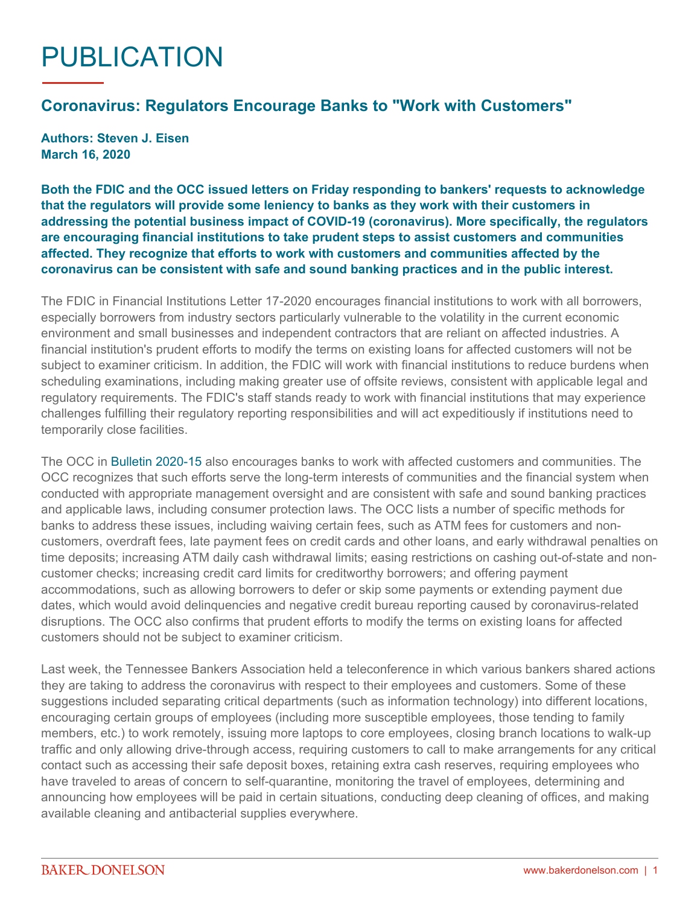# PUBLICATION

## Coronavirus: Regulators Encourage Banks to "Work with Customers"

**Authors: Steven J. Eisen**
**March 16, 2020**

**Both the FDIC and the OCC issued letters on Friday responding to bankers' requests to acknowledge that the regulators will provide some leniency to banks as they work with their customers in addressing the potential business impact of COVID-19 (coronavirus). More specifically, the regulators are encouraging financial institutions to take prudent steps to assist customers and communities affected. They recognize that efforts to work with customers and communities affected by the coronavirus can be consistent with safe and sound banking practices and in the public interest.**

The FDIC in Financial Institutions Letter 17-2020 encourages financial institutions to work with all borrowers, especially borrowers from industry sectors particularly vulnerable to the volatility in the current economic environment and small businesses and independent contractors that are reliant on affected industries. A financial institution's prudent efforts to modify the terms on existing loans for affected customers will not be subject to examiner criticism. In addition, the FDIC will work with financial institutions to reduce burdens when scheduling examinations, including making greater use of offsite reviews, consistent with applicable legal and regulatory requirements. The FDIC's staff stands ready to work with financial institutions that may experience challenges fulfilling their regulatory reporting responsibilities and will act expeditiously if institutions need to temporarily close facilities.

The OCC in Bulletin 2020-15 also encourages banks to work with affected customers and communities. The OCC recognizes that such efforts serve the long-term interests of communities and the financial system when conducted with appropriate management oversight and are consistent with safe and sound banking practices and applicable laws, including consumer protection laws. The OCC lists a number of specific methods for banks to address these issues, including waiving certain fees, such as ATM fees for customers and non-customers, overdraft fees, late payment fees on credit cards and other loans, and early withdrawal penalties on time deposits; increasing ATM daily cash withdrawal limits; easing restrictions on cashing out-of-state and non-customer checks; increasing credit card limits for creditworthy borrowers; and offering payment accommodations, such as allowing borrowers to defer or skip some payments or extending payment due dates, which would avoid delinquencies and negative credit bureau reporting caused by coronavirus-related disruptions. The OCC also confirms that prudent efforts to modify the terms on existing loans for affected customers should not be subject to examiner criticism.

Last week, the Tennessee Bankers Association held a teleconference in which various bankers shared actions they are taking to address the coronavirus with respect to their employees and customers. Some of these suggestions included separating critical departments (such as information technology) into different locations, encouraging certain groups of employees (including more susceptible employees, those tending to family members, etc.) to work remotely, issuing more laptops to core employees, closing branch locations to walk-up traffic and only allowing drive-through access, requiring customers to call to make arrangements for any critical contact such as accessing their safe deposit boxes, retaining extra cash reserves, requiring employees who have traveled to areas of concern to self-quarantine, monitoring the travel of employees, determining and announcing how employees will be paid in certain situations, conducting deep cleaning of offices, and making available cleaning and antibacterial supplies everywhere.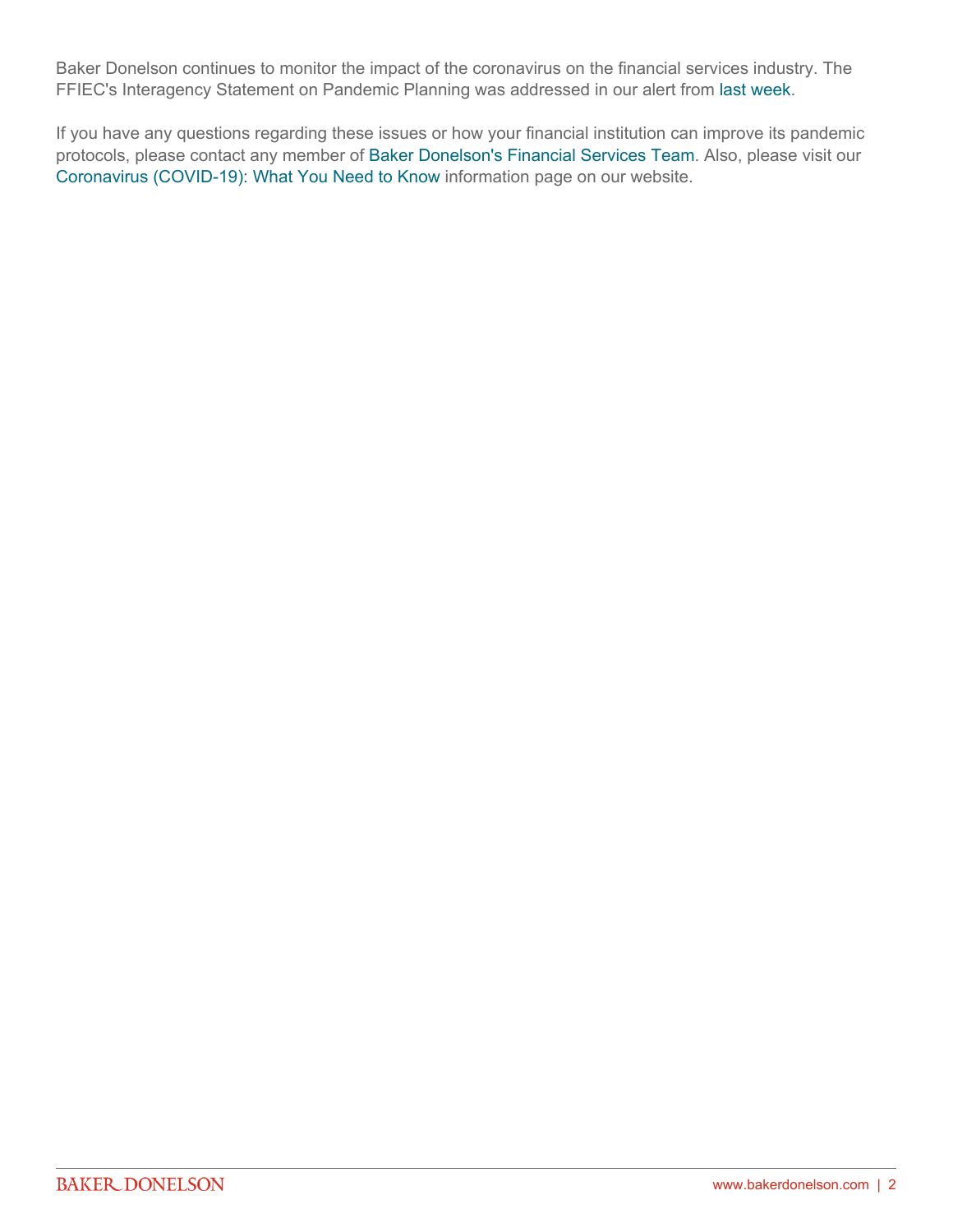Baker Donelson continues to monitor the impact of the coronavirus on the financial services industry. The FFIEC's Interagency Statement on Pandemic Planning was addressed in our alert from last week.

If you have any questions regarding these issues or how your financial institution can improve its pandemic protocols, please contact any member of Baker Donelson's Financial Services Team. Also, please visit our Coronavirus (COVID-19): What You Need to Know information page on our website.